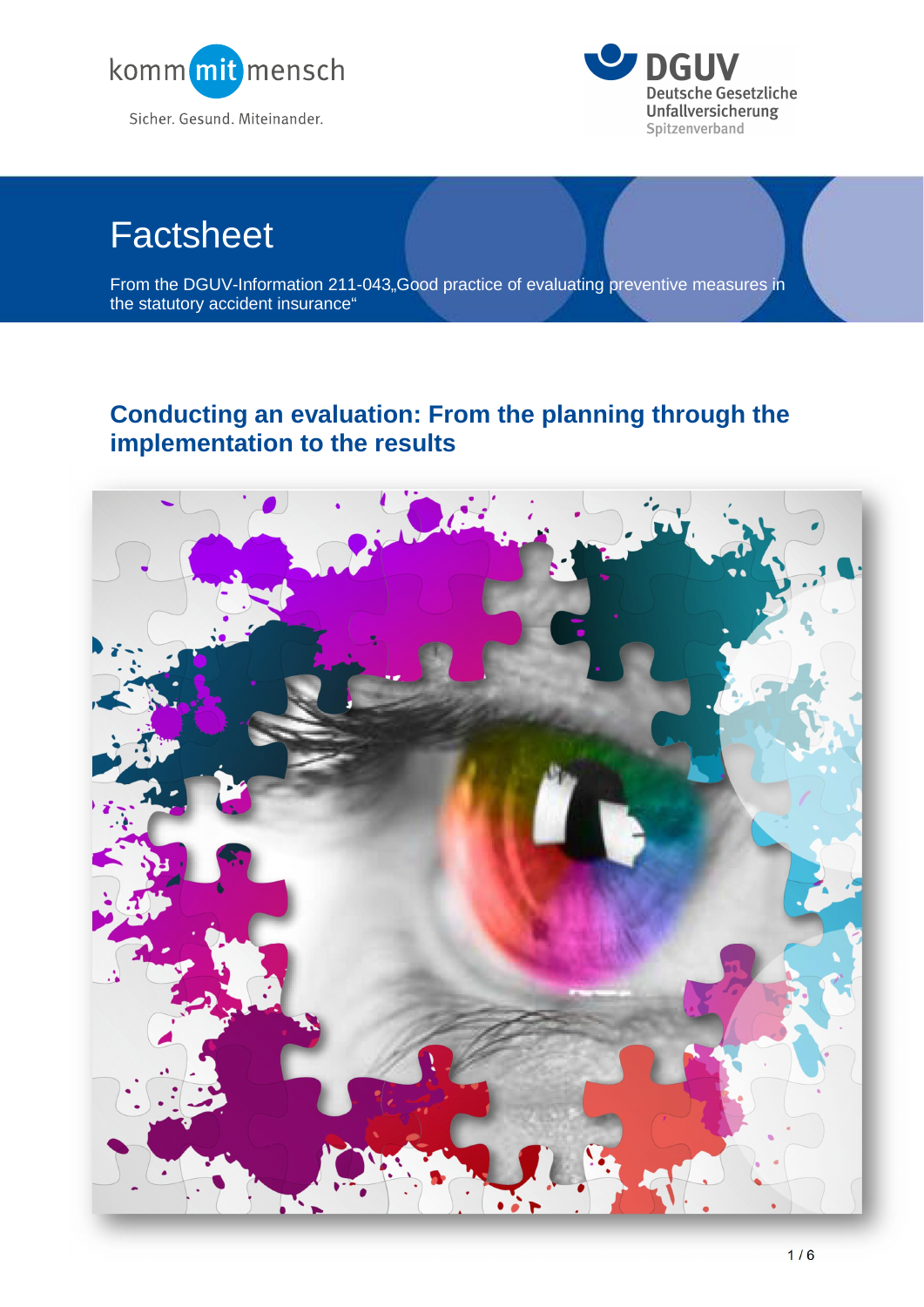kommmitmensch

Sicher. Gesund. Miteinander.

DGUV
Deutsche Gesetzliche Unfallversicherung
Spitzenverband

# Factsheet

From the DGUV-Information 211-043„Good practice of evaluating preventive measures in the statutory accident insurance“

## Conducting an evaluation: From the planning through the implementation to the results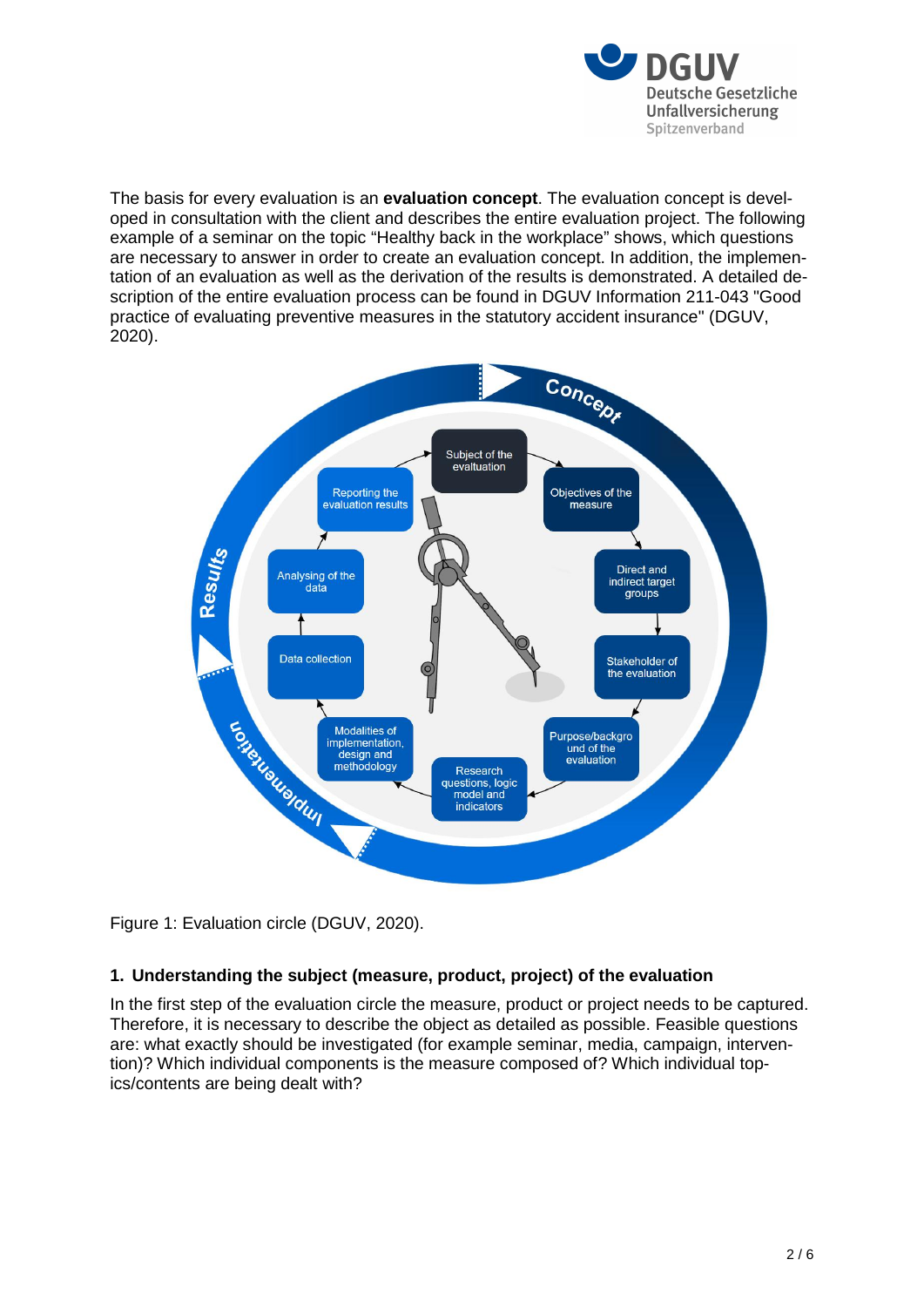The basis for every evaluation is an **evaluation concept**. The evaluation concept is developed in consultation with the client and describes the entire evaluation project. The following example of a seminar on the topic “Healthy back in the workplace” shows, which questions are necessary to answer in order to create an evaluation concept. In addition, the implementation of an evaluation as well as the derivation of the results is demonstrated. A detailed description of the entire evaluation process can be found in DGUV Information 211-043 "Good practice of evaluating preventive measures in the statutory accident insurance" (DGUV, 2020).

Figure 1: Evaluation circle (DGUV, 2020).

## 1. Understanding the subject (measure, product, project) of the evaluation

In the first step of the evaluation circle the measure, product or project needs to be captured. Therefore, it is necessary to describe the object as detailed as possible. Feasible questions are: what exactly should be investigated (for example seminar, media, campaign, intervention)? Which individual components is the measure composed of? Which individual topics/contents are being dealt with?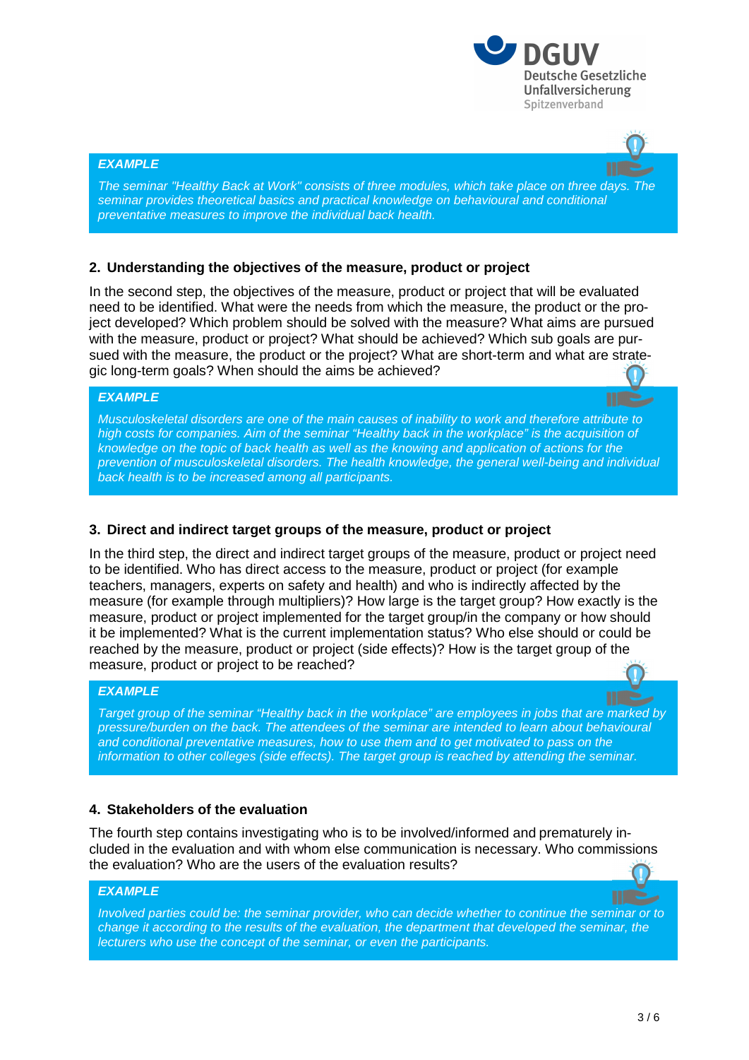***EXAMPLE***

*The seminar "Healthy Back at Work" consists of three modules, which take place on three days. The seminar provides theoretical basics and practical knowledge on behavioural and conditional preventative measures to improve the individual back health.*

## 2. Understanding the objectives of the measure, product or project

In the second step, the objectives of the measure, product or project that will be evaluated need to be identified. What were the needs from which the measure, the product or the project developed? Which problem should be solved with the measure? What aims are pursued with the measure, product or project? What should be achieved? Which sub goals are pursued with the measure, the product or the project? What are short-term and what are strategic long-term goals? When should the aims be achieved?

***EXAMPLE***

*Musculoskeletal disorders are one of the main causes of inability to work and therefore attribute to high costs for companies. Aim of the seminar "Healthy back in the workplace" is the acquisition of knowledge on the topic of back health as well as the knowing and application of actions for the prevention of musculoskeletal disorders. The health knowledge, the general well-being and individual back health is to be increased among all participants.*

## 3. Direct and indirect target groups of the measure, product or project

In the third step, the direct and indirect target groups of the measure, product or project need to be identified. Who has direct access to the measure, product or project (for example teachers, managers, experts on safety and health) and who is indirectly affected by the measure (for example through multipliers)? How large is the target group? How exactly is the measure, product or project implemented for the target group/in the company or how should it be implemented? What is the current implementation status? Who else should or could be reached by the measure, product or project (side effects)? How is the target group of the measure, product or project to be reached?

***EXAMPLE***

*Target group of the seminar "Healthy back in the workplace" are employees in jobs that are marked by pressure/burden on the back. The attendees of the seminar are intended to learn about behavioural and conditional preventative measures, how to use them and to get motivated to pass on the information to other colleges (side effects). The target group is reached by attending the seminar.*

## 4. Stakeholders of the evaluation

The fourth step contains investigating who is to be involved/informed and prematurely included in the evaluation and with whom else communication is necessary. Who commissions the evaluation? Who are the users of the evaluation results?

***EXAMPLE***

*Involved parties could be: the seminar provider, who can decide whether to continue the seminar or to change it according to the results of the evaluation, the department that developed the seminar, the lecturers who use the concept of the seminar, or even the participants.*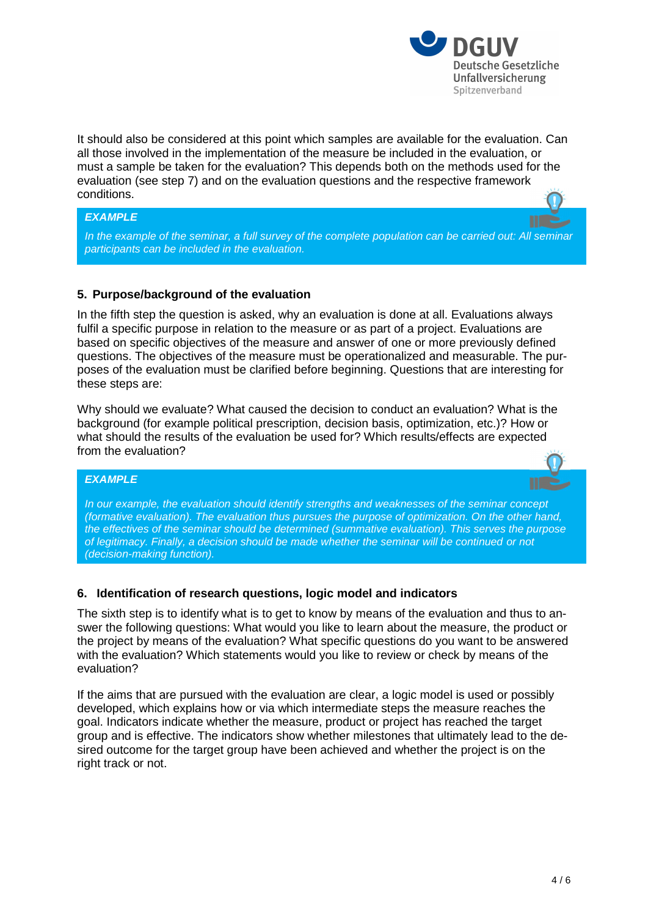It should also be considered at this point which samples are available for the evaluation. Can all those involved in the implementation of the measure be included in the evaluation, or must a sample be taken for the evaluation? This depends both on the methods used for the evaluation (see step 7) and on the evaluation questions and the respective framework conditions.

> ***EXAMPLE***
>
> *In the example of the seminar, a full survey of the complete population can be carried out: All seminar participants can be included in the evaluation.*

### 5. Purpose/background of the evaluation

In the fifth step the question is asked, why an evaluation is done at all. Evaluations always fulfil a specific purpose in relation to the measure or as part of a project. Evaluations are based on specific objectives of the measure and answer of one or more previously defined questions. The objectives of the measure must be operationalized and measurable. The purposes of the evaluation must be clarified before beginning. Questions that are interesting for these steps are:

Why should we evaluate? What caused the decision to conduct an evaluation? What is the background (for example political prescription, decision basis, optimization, etc.)? How or what should the results of the evaluation be used for? Which results/effects are expected from the evaluation?

> ***EXAMPLE***
>
> *In our example, the evaluation should identify strengths and weaknesses of the seminar concept (formative evaluation). The evaluation thus pursues the purpose of optimization. On the other hand, the effectives of the seminar should be determined (summative evaluation). This serves the purpose of legitimacy. Finally, a decision should be made whether the seminar will be continued or not (decision-making function).*

### 6. Identification of research questions, logic model and indicators

The sixth step is to identify what is to get to know by means of the evaluation and thus to answer the following questions: What would you like to learn about the measure, the product or the project by means of the evaluation? What specific questions do you want to be answered with the evaluation? Which statements would you like to review or check by means of the evaluation?

If the aims that are pursued with the evaluation are clear, a logic model is used or possibly developed, which explains how or via which intermediate steps the measure reaches the goal. Indicators indicate whether the measure, product or project has reached the target group and is effective. The indicators show whether milestones that ultimately lead to the desired outcome for the target group have been achieved and whether the project is on the right track or not.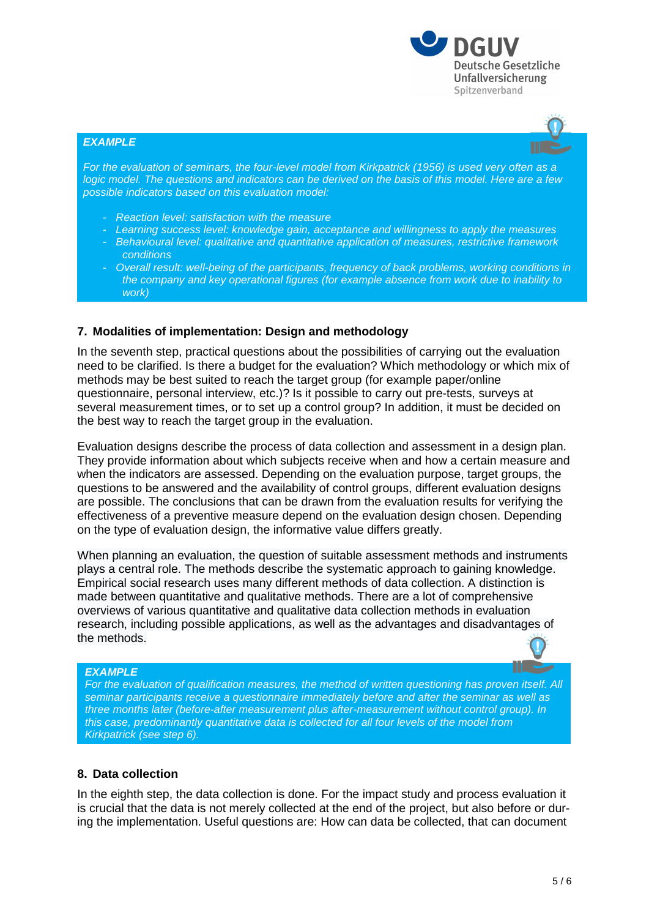***EXAMPLE***

*For the evaluation of seminars, the four-level model from Kirkpatrick (1956) is used very often as a logic model. The questions and indicators can be derived on the basis of this model. Here are a few possible indicators based on this evaluation model:*

- *Reaction level: satisfaction with the measure*
- *Learning success level: knowledge gain, acceptance and willingness to apply the measures*
- *Behavioural level: qualitative and quantitative application of measures, restrictive framework conditions*
- *Overall result: well-being of the participants, frequency of back problems, working conditions in the company and key operational figures (for example absence from work due to inability to work)*

## 7. Modalities of implementation: Design and methodology

In the seventh step, practical questions about the possibilities of carrying out the evaluation need to be clarified. Is there a budget for the evaluation? Which methodology or which mix of methods may be best suited to reach the target group (for example paper/online questionnaire, personal interview, etc.)? Is it possible to carry out pre-tests, surveys at several measurement times, or to set up a control group? In addition, it must be decided on the best way to reach the target group in the evaluation.

Evaluation designs describe the process of data collection and assessment in a design plan. They provide information about which subjects receive when and how a certain measure and when the indicators are assessed. Depending on the evaluation purpose, target groups, the questions to be answered and the availability of control groups, different evaluation designs are possible. The conclusions that can be drawn from the evaluation results for verifying the effectiveness of a preventive measure depend on the evaluation design chosen. Depending on the type of evaluation design, the informative value differs greatly.

When planning an evaluation, the question of suitable assessment methods and instruments plays a central role. The methods describe the systematic approach to gaining knowledge. Empirical social research uses many different methods of data collection. A distinction is made between quantitative and qualitative methods. There are a lot of comprehensive overviews of various quantitative and qualitative data collection methods in evaluation research, including possible applications, as well as the advantages and disadvantages of the methods.

***EXAMPLE***

*For the evaluation of qualification measures, the method of written questioning has proven itself. All seminar participants receive a questionnaire immediately before and after the seminar as well as three months later (before-after measurement plus after-measurement without control group). In this case, predominantly quantitative data is collected for all four levels of the model from Kirkpatrick (see step 6).*

## 8. Data collection

In the eighth step, the data collection is done. For the impact study and process evaluation it is crucial that the data is not merely collected at the end of the project, but also before or during the implementation. Useful questions are: How can data be collected, that can document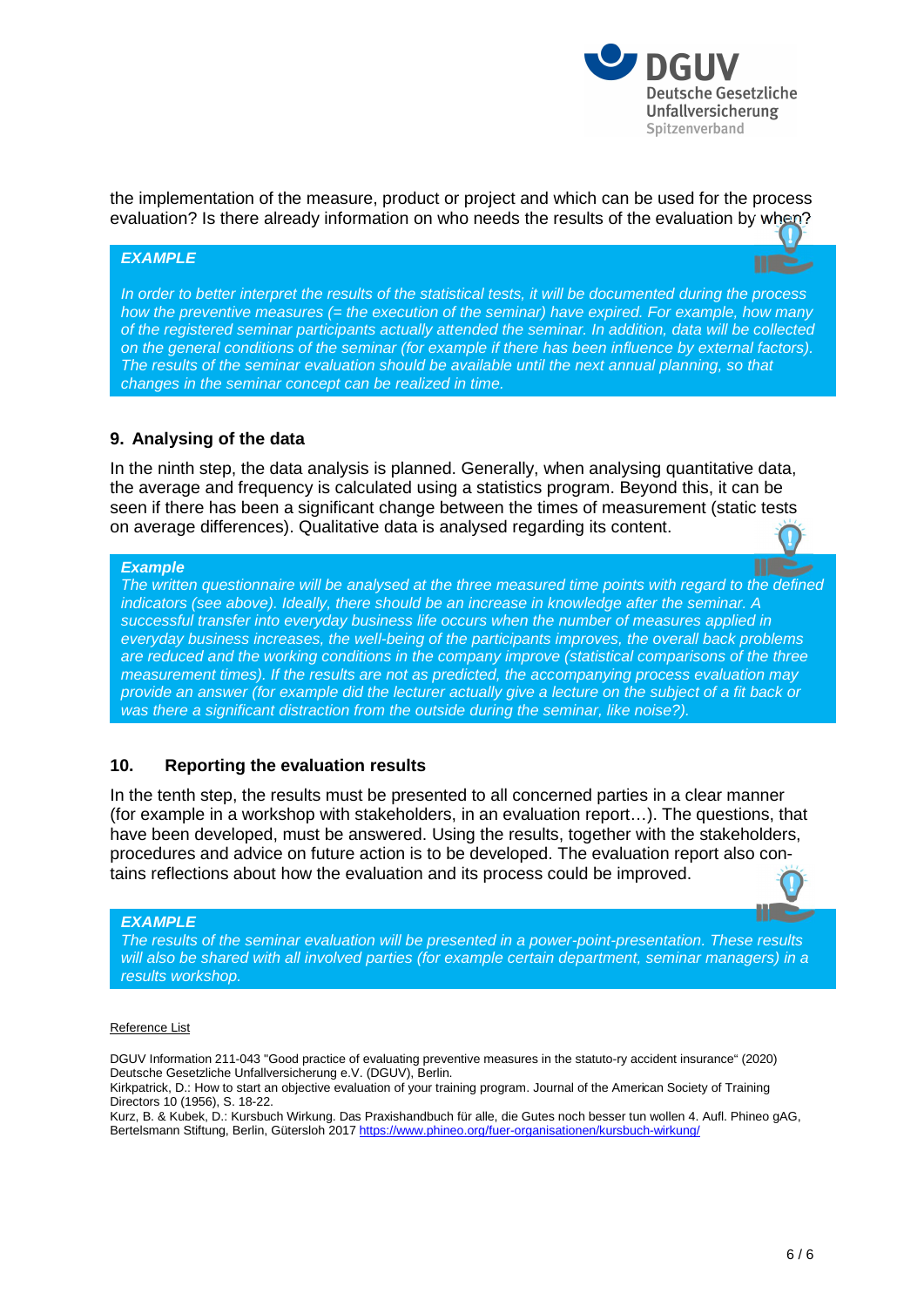the implementation of the measure, product or project and which can be used for the process evaluation? Is there already information on who needs the results of the evaluation by when?

***EXAMPLE***

*In order to better interpret the results of the statistical tests, it will be documented during the process how the preventive measures (= the execution of the seminar) have expired. For example, how many of the registered seminar participants actually attended the seminar. In addition, data will be collected on the general conditions of the seminar (for example if there has been influence by external factors). The results of the seminar evaluation should be available until the next annual planning, so that changes in the seminar concept can be realized in time.*

## 9. Analysing of the data

In the ninth step, the data analysis is planned. Generally, when analysing quantitative data, the average and frequency is calculated using a statistics program. Beyond this, it can be seen if there has been a significant change between the times of measurement (static tests on average differences). Qualitative data is analysed regarding its content.

***Example***

*The written questionnaire will be analysed at the three measured time points with regard to the defined indicators (see above). Ideally, there should be an increase in knowledge after the seminar. A successful transfer into everyday business life occurs when the number of measures applied in everyday business increases, the well-being of the participants improves, the overall back problems are reduced and the working conditions in the company improve (statistical comparisons of the three measurement times). If the results are not as predicted, the accompanying process evaluation may provide an answer (for example did the lecturer actually give a lecture on the subject of a fit back or was there a significant distraction from the outside during the seminar, like noise?).*

## 10. Reporting the evaluation results

In the tenth step, the results must be presented to all concerned parties in a clear manner (for example in a workshop with stakeholders, in an evaluation report…). The questions, that have been developed, must be answered. Using the results, together with the stakeholders, procedures and advice on future action is to be developed. The evaluation report also contains reflections about how the evaluation and its process could be improved.

***EXAMPLE***

*The results of the seminar evaluation will be presented in a power-point-presentation. These results will also be shared with all involved parties (for example certain department, seminar managers) in a results workshop.*

Reference List

DGUV Information 211-043 "Good practice of evaluating preventive measures in the statuto-ry accident insurance“ (2020) Deutsche Gesetzliche Unfallversicherung e.V. (DGUV), Berlin.

Kirkpatrick, D.: How to start an objective evaluation of your training program. Journal of the American Society of Training Directors 10 (1956), S. 18-22.

Kurz, B. & Kubek, D.: Kursbuch Wirkung. Das Praxishandbuch für alle, die Gutes noch besser tun wollen 4. Aufl. Phineo gAG, Bertelsmann Stiftung, Berlin, Gütersloh 2017 https://www.phineo.org/fuer-organisationen/kursbuch-wirkung/